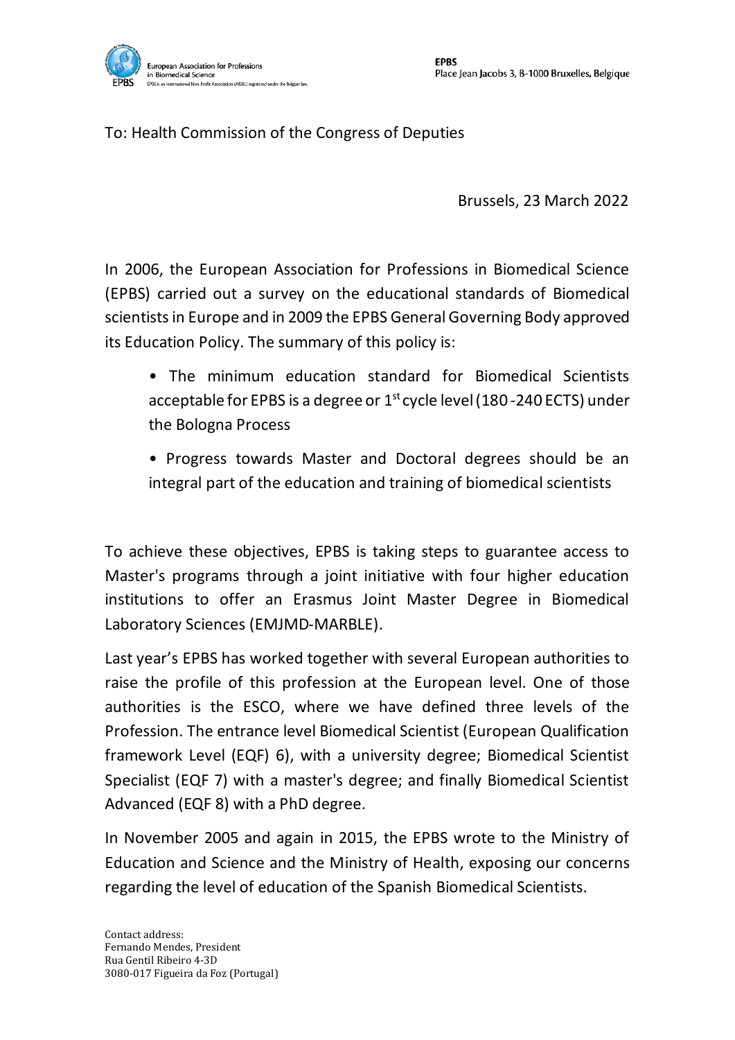European Association for Professions in Biomedical Science
EPBS is an International Non Profit Association (AISBL) registered under the Belgian law.

**EPBS**
Place Jean Jacobs 3, B-1000 Bruxelles, Belgique

To: Health Commission of the Congress of Deputies

Brussels, 23 March 2022

In 2006, the European Association for Professions in Biomedical Science (EPBS) carried out a survey on the educational standards of Biomedical scientists in Europe and in 2009 the EPBS General Governing Body approved its Education Policy. The summary of this policy is:

- The minimum education standard for Biomedical Scientists acceptable for EPBS is a degree or 1st cycle level (180 -240 ECTS) under the Bologna Process
- Progress towards Master and Doctoral degrees should be an integral part of the education and training of biomedical scientists

To achieve these objectives, EPBS is taking steps to guarantee access to Master's programs through a joint initiative with four higher education institutions to offer an Erasmus Joint Master Degree in Biomedical Laboratory Sciences (EMJMD-MARBLE).

Last year's EPBS has worked together with several European authorities to raise the profile of this profession at the European level. One of those authorities is the ESCO, where we have defined three levels of the Profession. The entrance level Biomedical Scientist (European Qualification framework Level (EQF) 6), with a university degree; Biomedical Scientist Specialist (EQF 7) with a master's degree; and finally Biomedical Scientist Advanced (EQF 8) with a PhD degree.

In November 2005 and again in 2015, the EPBS wrote to the Ministry of Education and Science and the Ministry of Health, exposing our concerns regarding the level of education of the Spanish Biomedical Scientists.

Contact address:
Fernando Mendes, President
Rua Gentil Ribeiro 4-3D
3080-017 Figueira da Foz (Portugal)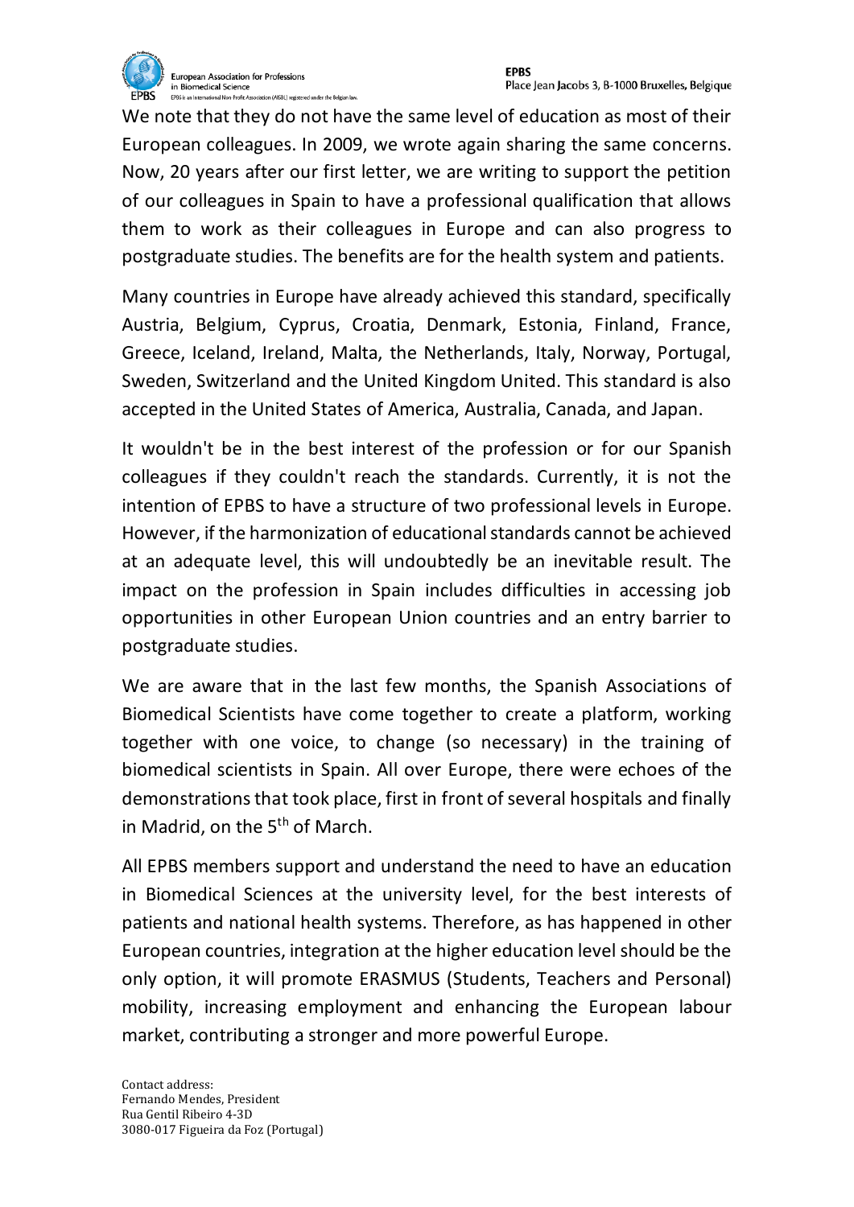We note that they do not have the same level of education as most of their European colleagues. In 2009, we wrote again sharing the same concerns. Now, 20 years after our first letter, we are writing to support the petition of our colleagues in Spain to have a professional qualification that allows them to work as their colleagues in Europe and can also progress to postgraduate studies. The benefits are for the health system and patients.

Many countries in Europe have already achieved this standard, specifically Austria, Belgium, Cyprus, Croatia, Denmark, Estonia, Finland, France, Greece, Iceland, Ireland, Malta, the Netherlands, Italy, Norway, Portugal, Sweden, Switzerland and the United Kingdom United. This standard is also accepted in the United States of America, Australia, Canada, and Japan.

It wouldn't be in the best interest of the profession or for our Spanish colleagues if they couldn't reach the standards. Currently, it is not the intention of EPBS to have a structure of two professional levels in Europe. However, if the harmonization of educational standards cannot be achieved at an adequate level, this will undoubtedly be an inevitable result. The impact on the profession in Spain includes difficulties in accessing job opportunities in other European Union countries and an entry barrier to postgraduate studies.

We are aware that in the last few months, the Spanish Associations of Biomedical Scientists have come together to create a platform, working together with one voice, to change (so necessary) in the training of biomedical scientists in Spain. All over Europe, there were echoes of the demonstrations that took place, first in front of several hospitals and finally in Madrid, on the 5th of March.

All EPBS members support and understand the need to have an education in Biomedical Sciences at the university level, for the best interests of patients and national health systems. Therefore, as has happened in other European countries, integration at the higher education level should be the only option, it will promote ERASMUS (Students, Teachers and Personal) mobility, increasing employment and enhancing the European labour market, contributing a stronger and more powerful Europe.

Contact address:
Fernando Mendes, President
Rua Gentil Ribeiro 4-3D
3080-017 Figueira da Foz (Portugal)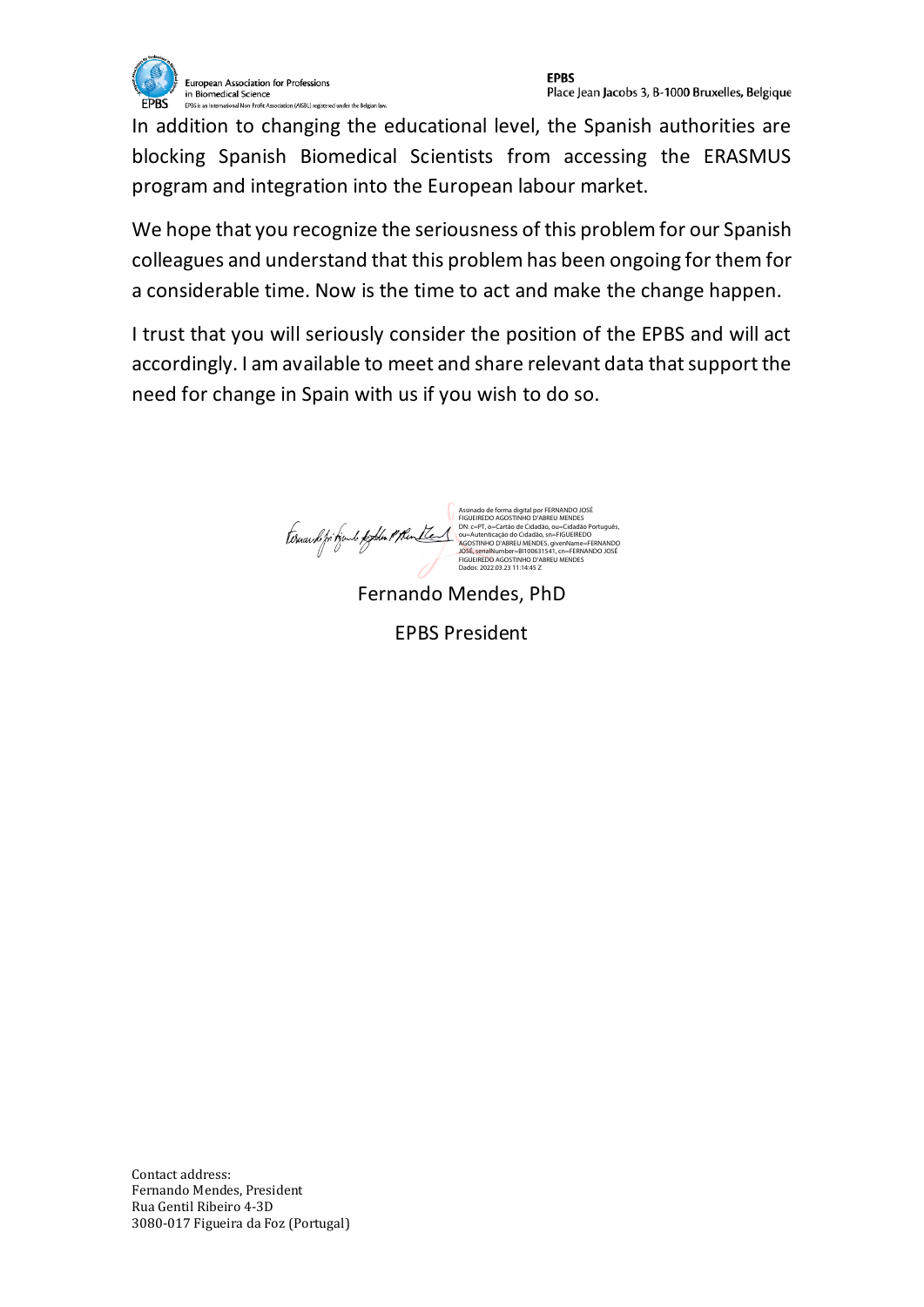In addition to changing the educational level, the Spanish authorities are blocking Spanish Biomedical Scientists from accessing the ERASMUS program and integration into the European labour market.

We hope that you recognize the seriousness of this problem for our Spanish colleagues and understand that this problem has been ongoing for them for a considerable time. Now is the time to act and make the change happen.

I trust that you will seriously consider the position of the EPBS and will act accordingly. I am available to meet and share relevant data that support the need for change in Spain with us if you wish to do so.

Assinado de forma digital por FERNANDO JOSÉ FIGUEIREDO AGOSTINHO D'ABREU MENDES
DN: c=PT, o=Cartão de Cidadão, ou=Cidadão Português, ou=Autenticação do Cidadão, sn=FIGUEIREDO AGOSTINHO D'ABREU MENDES, givenName=FERNANDO JOSÉ, serialNumber=BI100631541, cn=FERNANDO JOSÉ FIGUEIREDO AGOSTINHO D'ABREU MENDES
Dados: 2022.03.23 11:14:45 Z

Fernando Mendes, PhD

EPBS President

Contact address:
Fernando Mendes, President
Rua Gentil Ribeiro 4-3D
3080-017 Figueira da Foz (Portugal)